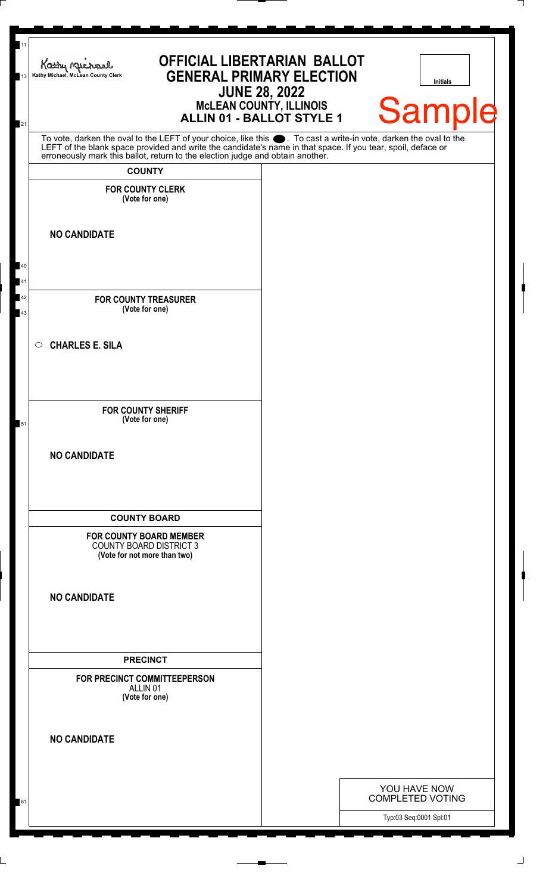Kathy Michael, McLean County Clerk

# OFFICIAL LIBERTARIAN BALLOT
## GENERAL PRIMARY ELECTION
## JUNE 28, 2022
### McLEAN COUNTY, ILLINOIS
### ALLIN 01 - BALLOT STYLE 1

Initials

Sample

To vote, darken the oval to the LEFT of your choice, like this ●. To cast a write-in vote, darken the oval to the LEFT of the blank space provided and write the candidate's name in that space. If you tear, spoil, deface or erroneously mark this ballot, return to the election judge and obtain another.

## COUNTY

**FOR COUNTY CLERK**
**(Vote for one)**

**NO CANDIDATE**

**FOR COUNTY TREASURER**
**(Vote for one)**

○ **CHARLES E. SILA**

**FOR COUNTY SHERIFF**
**(Vote for one)**

**NO CANDIDATE**

## COUNTY BOARD

**FOR COUNTY BOARD MEMBER**
COUNTY BOARD DISTRICT 3
**(Vote for not more than two)**

**NO CANDIDATE**

## PRECINCT

**FOR PRECINCT COMMITTEEPERSON**
ALLIN 01
**(Vote for one)**

**NO CANDIDATE**

YOU HAVE NOW COMPLETED VOTING

Typ:03 Seq:0001 Spl:01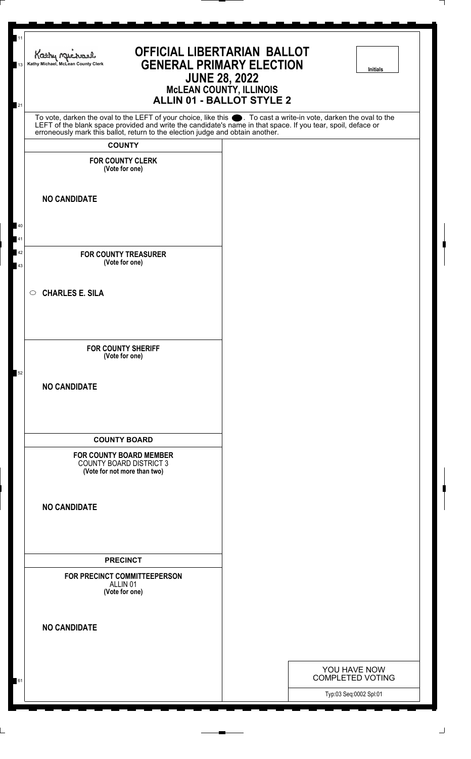Kathy Michael, McLean County Clerk

# OFFICIAL LIBERTARIAN BALLOT
# GENERAL PRIMARY ELECTION
## JUNE 28, 2022
## McLEAN COUNTY, ILLINOIS
## ALLIN 01 - BALLOT STYLE 2

Initials

To vote, darken the oval to the LEFT of your choice, like this ●. To cast a write-in vote, darken the oval to the LEFT of the blank space provided and write the candidate's name in that space. If you tear, spoil, deface or erroneously mark this ballot, return to the election judge and obtain another.

### COUNTY

**FOR COUNTY CLERK**
**(Vote for one)**

**NO CANDIDATE**

**FOR COUNTY TREASURER**
**(Vote for one)**

○ **CHARLES E. SILA**

**FOR COUNTY SHERIFF**
**(Vote for one)**

**NO CANDIDATE**

### COUNTY BOARD

**FOR COUNTY BOARD MEMBER**
COUNTY BOARD DISTRICT 3
**(Vote for not more than two)**

**NO CANDIDATE**

### PRECINCT

**FOR PRECINCT COMMITTEEPERSON**
ALLIN 01
**(Vote for one)**

**NO CANDIDATE**

YOU HAVE NOW COMPLETED VOTING

Typ:03 Seq:0002 Spl:01